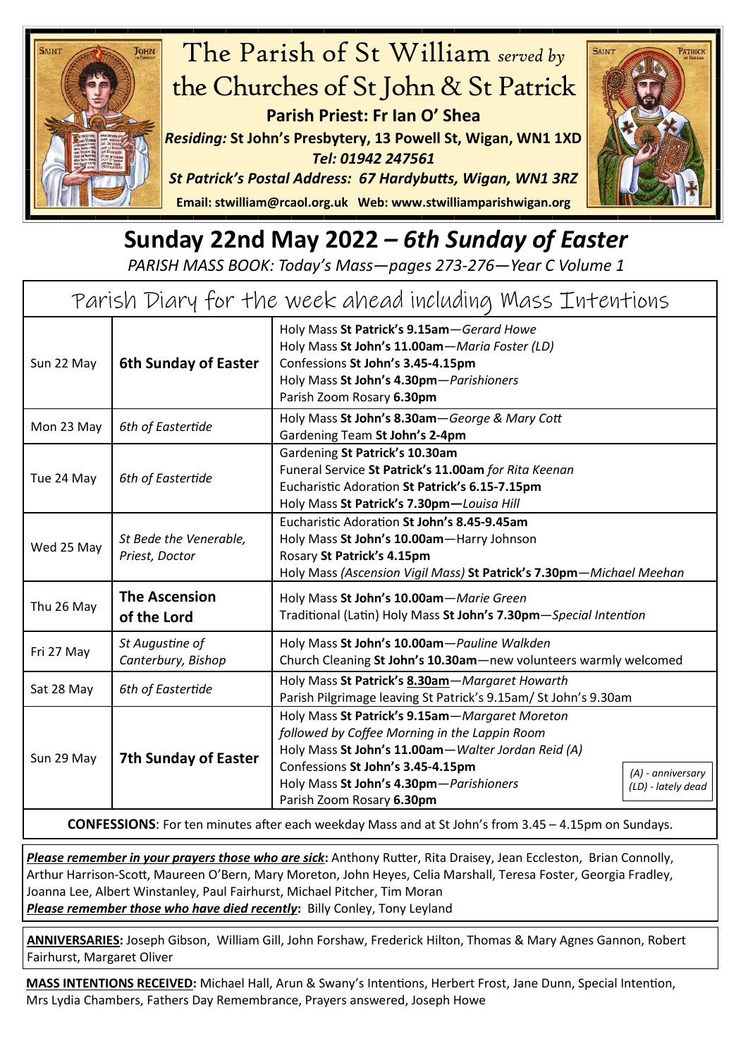# The Parish of St William *served by* the Churches of St John & St Patrick

**Parish Priest: Fr Ian O' Shea**

***Residing:*** **St John's Presbytery, 13 Powell St, Wigan, WN1 1XD**

***Tel: 01942 247561***

***St Patrick's Postal Address: 67 Hardybutts, Wigan, WN1 3RZ***

**Email: stwilliam@rcaol.org.uk Web: www.stwilliamparishwigan.org**

# Sunday 22nd May 2022 – *6th Sunday of Easter*

*PARISH MASS BOOK: Today's Mass—pages 273-276—Year C Volume 1*

## Parish Diary for the week ahead including Mass Intentions

| | | |
|---|---|---|
| Sun 22 May | **6th Sunday of Easter** | Holy Mass **St Patrick's 9.15am**—*Gerard Howe*<br>Holy Mass **St John's 11.00am**—*Maria Foster (LD)*<br>Confessions **St John's 3.45-4.15pm**<br>Holy Mass **St John's 4.30pm**—*Parishioners*<br>Parish Zoom Rosary **6.30pm** |
| Mon 23 May | *6th of Eastertide* | Holy Mass **St John's 8.30am**—*George & Mary Cott*<br>Gardening Team **St John's 2-4pm** |
| Tue 24 May | *6th of Eastertide* | Gardening **St Patrick's 10.30am**<br>Funeral Service **St Patrick's 11.00am** *for Rita Keenan*<br>Eucharistic Adoration **St Patrick's 6.15-7.15pm**<br>Holy Mass **St Patrick's 7.30pm—***Louisa Hill* |
| Wed 25 May | *St Bede the Venerable, Priest, Doctor* | Eucharistic Adoration **St John's 8.45-9.45am**<br>Holy Mass **St John's 10.00am**—Harry Johnson<br>Rosary **St Patrick's 4.15pm**<br>Holy Mass *(Ascension Vigil Mass)* **St Patrick's 7.30pm**—*Michael Meehan* |
| Thu 26 May | **The Ascension of the Lord** | Holy Mass **St John's 10.00am**—*Marie Green*<br>Traditional (Latin) Holy Mass **St John's 7.30pm**—*Special Intention* |
| Fri 27 May | *St Augustine of Canterbury, Bishop* | Holy Mass **St John's 10.00am**—*Pauline Walkden*<br>Church Cleaning **St John's 10.30am**—new volunteers warmly welcomed |
| Sat 28 May | *6th of Eastertide* | Holy Mass **St Patrick's 8.30am**—*Margaret Howarth*<br>Parish Pilgrimage leaving St Patrick's 9.15am/ St John's 9.30am |
| Sun 29 May | **7th Sunday of Easter** | Holy Mass **St Patrick's 9.15am**—*Margaret Moreton followed by Coffee Morning in the Lappin Room*<br>Holy Mass **St John's 11.00am**—*Walter Jordan Reid (A)*<br>Confessions **St John's 3.45-4.15pm**<br>Holy Mass **St John's 4.30pm**—*Parishioners*<br>Parish Zoom Rosary **6.30pm**<br>*(A) - anniversary*<br>*(LD) - lately dead* |

**CONFESSIONS**: For ten minutes after each weekday Mass and at St John's from 3.45 – 4.15pm on Sundays.

***Please remember in your prayers those who are sick*:** Anthony Rutter, Rita Draisey, Jean Eccleston, Brian Connolly, Arthur Harrison-Scott, Maureen O'Bern, Mary Moreton, John Heyes, Celia Marshall, Teresa Foster, Georgia Fradley, Joanna Lee, Albert Winstanley, Paul Fairhurst, Michael Pitcher, Tim Moran

***Please remember those who have died recently*:** Billy Conley, Tony Leyland

**ANNIVERSARIES:** Joseph Gibson, William Gill, John Forshaw, Frederick Hilton, Thomas & Mary Agnes Gannon, Robert Fairhurst, Margaret Oliver

**MASS INTENTIONS RECEIVED:** Michael Hall, Arun & Swany's Intentions, Herbert Frost, Jane Dunn, Special Intention, Mrs Lydia Chambers, Fathers Day Remembrance, Prayers answered, Joseph Howe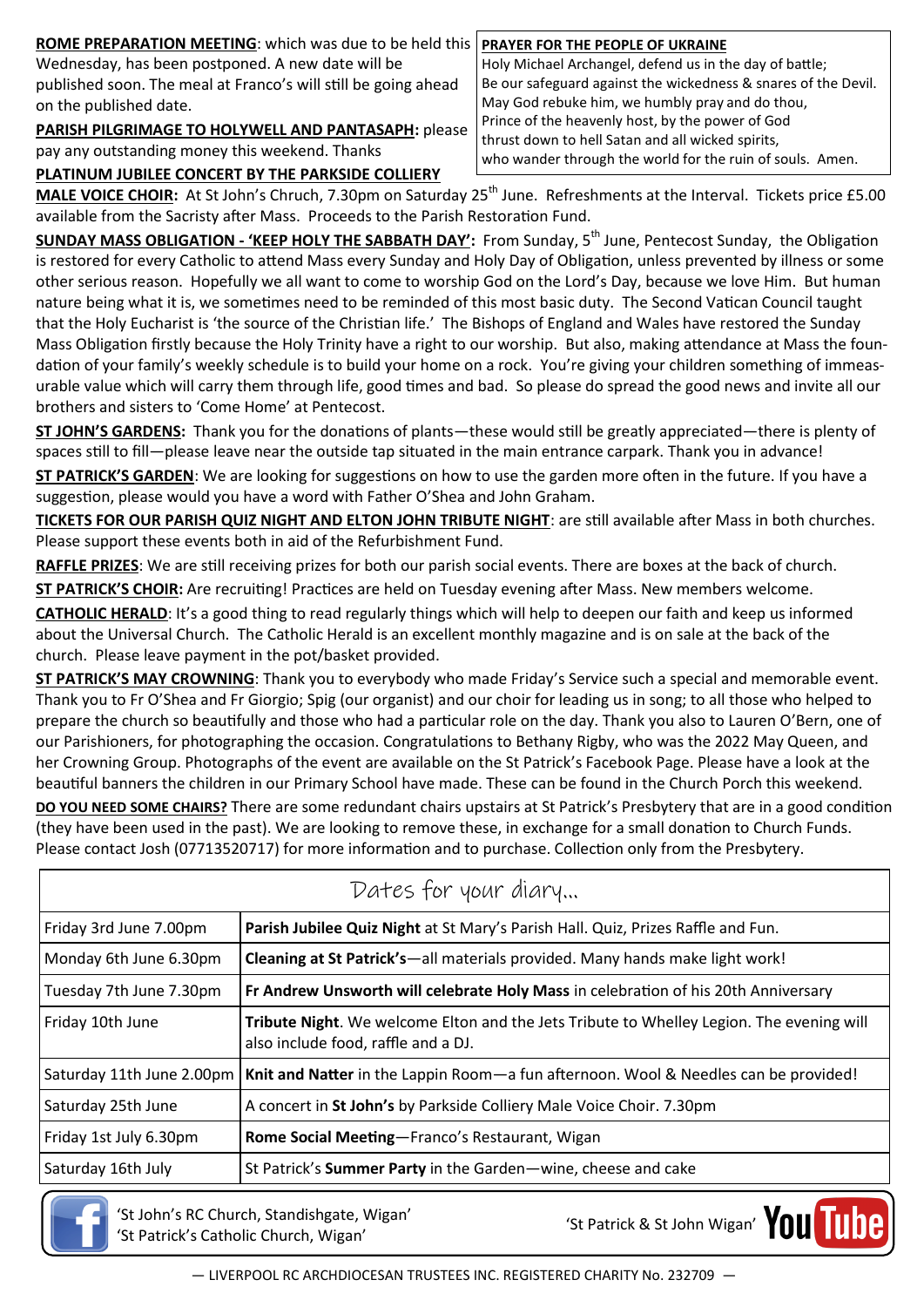**ROME PREPARATION MEETING**: which was due to be held this Wednesday, has been postponed. A new date will be published soon. The meal at Franco's will still be going ahead on the published date.

**PARISH PILGRIMAGE TO HOLYWELL AND PANTASAPH:** please pay any outstanding money this weekend. Thanks

**PRAYER FOR THE PEOPLE OF UKRAINE**

Holy Michael Archangel, defend us in the day of battle;
Be our safeguard against the wickedness & snares of the Devil.
May God rebuke him, we humbly pray and do thou,
Prince of the heavenly host, by the power of God
thrust down to hell Satan and all wicked spirits,
who wander through the world for the ruin of souls. Amen.

**PLATINUM JUBILEE CONCERT BY THE PARKSIDE COLLIERY MALE VOICE CHOIR:** At St John's Chruch, 7.30pm on Saturday 25th June. Refreshments at the Interval. Tickets price £5.00 available from the Sacristy after Mass. Proceeds to the Parish Restoration Fund.

**SUNDAY MASS OBLIGATION - 'KEEP HOLY THE SABBATH DAY':** From Sunday, 5th June, Pentecost Sunday, the Obligation is restored for every Catholic to attend Mass every Sunday and Holy Day of Obligation, unless prevented by illness or some other serious reason. Hopefully we all want to come to worship God on the Lord's Day, because we love Him. But human nature being what it is, we sometimes need to be reminded of this most basic duty. The Second Vatican Council taught that the Holy Eucharist is 'the source of the Christian life.' The Bishops of England and Wales have restored the Sunday Mass Obligation firstly because the Holy Trinity have a right to our worship. But also, making attendance at Mass the foundation of your family's weekly schedule is to build your home on a rock. You're giving your children something of immeasurable value which will carry them through life, good times and bad. So please do spread the good news and invite all our brothers and sisters to 'Come Home' at Pentecost.

**ST JOHN'S GARDENS:** Thank you for the donations of plants—these would still be greatly appreciated—there is plenty of spaces still to fill—please leave near the outside tap situated in the main entrance carpark. Thank you in advance!

**ST PATRICK'S GARDEN**: We are looking for suggestions on how to use the garden more often in the future. If you have a suggestion, please would you have a word with Father O'Shea and John Graham.

**TICKETS FOR OUR PARISH QUIZ NIGHT AND ELTON JOHN TRIBUTE NIGHT**: are still available after Mass in both churches. Please support these events both in aid of the Refurbishment Fund.

**RAFFLE PRIZES**: We are still receiving prizes for both our parish social events. There are boxes at the back of church.

**ST PATRICK'S CHOIR:** Are recruiting! Practices are held on Tuesday evening after Mass. New members welcome.

**CATHOLIC HERALD**: It's a good thing to read regularly things which will help to deepen our faith and keep us informed about the Universal Church. The Catholic Herald is an excellent monthly magazine and is on sale at the back of the church. Please leave payment in the pot/basket provided.

**ST PATRICK'S MAY CROWNING**: Thank you to everybody who made Friday's Service such a special and memorable event. Thank you to Fr O'Shea and Fr Giorgio; Spig (our organist) and our choir for leading us in song; to all those who helped to prepare the church so beautifully and those who had a particular role on the day. Thank you also to Lauren O'Bern, one of our Parishioners, for photographing the occasion. Congratulations to Bethany Rigby, who was the 2022 May Queen, and her Crowning Group. Photographs of the event are available on the St Patrick's Facebook Page. Please have a look at the beautiful banners the children in our Primary School have made. These can be found in the Church Porch this weekend.

**DO YOU NEED SOME CHAIRS?** There are some redundant chairs upstairs at St Patrick's Presbytery that are in a good condition (they have been used in the past). We are looking to remove these, in exchange for a small donation to Church Funds. Please contact Josh (07713520717) for more information and to purchase. Collection only from the Presbytery.

## Dates for your diary...

| | |
|---|---|
| Friday 3rd June 7.00pm | **Parish Jubilee Quiz Night** at St Mary's Parish Hall. Quiz, Prizes Raffle and Fun. |
| Monday 6th June 6.30pm | **Cleaning at St Patrick's**—all materials provided. Many hands make light work! |
| Tuesday 7th June 7.30pm | **Fr Andrew Unsworth will celebrate Holy Mass** in celebration of his 20th Anniversary |
| Friday 10th June | **Tribute Night**. We welcome Elton and the Jets Tribute to Whelley Legion. The evening will also include food, raffle and a DJ. |
| Saturday 11th June 2.00pm | **Knit and Natter** in the Lappin Room—a fun afternoon. Wool & Needles can be provided! |
| Saturday 25th June | A concert in **St John's** by Parkside Colliery Male Voice Choir. 7.30pm |
| Friday 1st July 6.30pm | **Rome Social Meeting**—Franco's Restaurant, Wigan |
| Saturday 16th July | St Patrick's **Summer Party** in the Garden—wine, cheese and cake |

'St John's RC Church, Standishgate, Wigan'
'St Patrick's Catholic Church, Wigan'

'St Patrick & St John Wigan' YouTube

— LIVERPOOL RC ARCHDIOCESAN TRUSTEES INC. REGISTERED CHARITY No. 232709 —